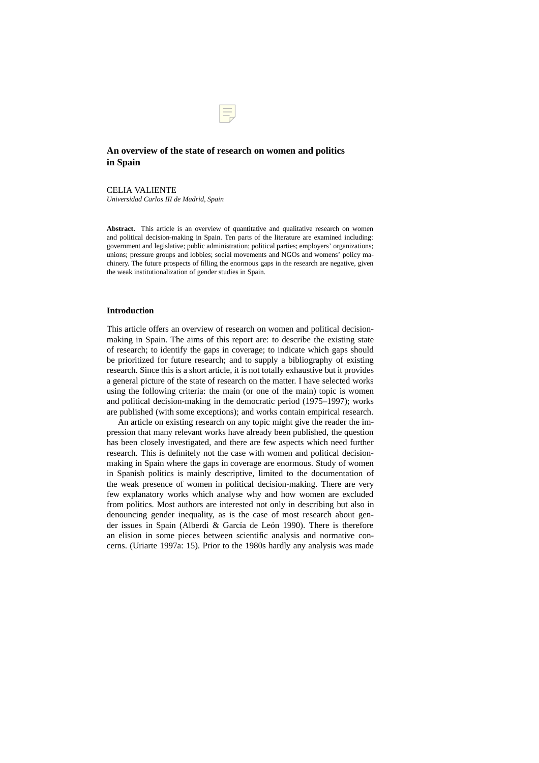# An overview of the state of research on women and politics in Spain

CELIA VALIENTE
*Universidad Carlos III de Madrid, Spain*

**Abstract.** This article is an overview of quantitative and qualitative research on women and political decision-making in Spain. Ten parts of the literature are examined including: government and legislative; public administration; political parties; employers' organizations; unions; pressure groups and lobbies; social movements and NGOs and womens' policy machinery. The future prospects of filling the enormous gaps in the research are negative, given the weak institutionalization of gender studies in Spain.

## Introduction

This article offers an overview of research on women and political decision-making in Spain. The aims of this report are: to describe the existing state of research; to identify the gaps in coverage; to indicate which gaps should be prioritized for future research; and to supply a bibliography of existing research. Since this is a short article, it is not totally exhaustive but it provides a general picture of the state of research on the matter. I have selected works using the following criteria: the main (or one of the main) topic is women and political decision-making in the democratic period (1975–1997); works are published (with some exceptions); and works contain empirical research.

An article on existing research on any topic might give the reader the impression that many relevant works have already been published, the question has been closely investigated, and there are few aspects which need further research. This is definitely not the case with women and political decision-making in Spain where the gaps in coverage are enormous. Study of women in Spanish politics is mainly descriptive, limited to the documentation of the weak presence of women in political decision-making. There are very few explanatory works which analyse why and how women are excluded from politics. Most authors are interested not only in describing but also in denouncing gender inequality, as is the case of most research about gender issues in Spain (Alberdi & García de León 1990). There is therefore an elision in some pieces between scientific analysis and normative concerns. (Uriarte 1997a: 15). Prior to the 1980s hardly any analysis was made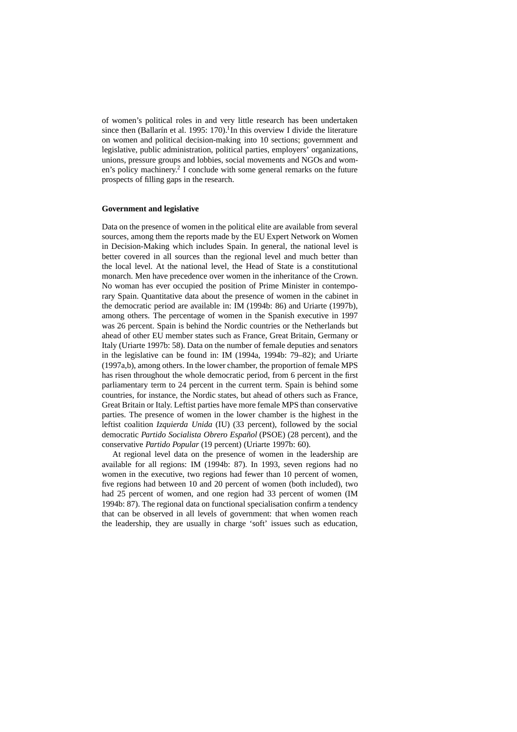of women's political roles in and very little research has been undertaken since then (Ballarín et al. 1995: 170).[1] In this overview I divide the literature on women and political decision-making into 10 sections; government and legislative, public administration, political parties, employers' organizations, unions, pressure groups and lobbies, social movements and NGOs and women's policy machinery.[2] I conclude with some general remarks on the future prospects of filling gaps in the research.

**Government and legislative**

Data on the presence of women in the political elite are available from several sources, among them the reports made by the EU Expert Network on Women in Decision-Making which includes Spain. In general, the national level is better covered in all sources than the regional level and much better than the local level. At the national level, the Head of State is a constitutional monarch. Men have precedence over women in the inheritance of the Crown. No woman has ever occupied the position of Prime Minister in contemporary Spain. Quantitative data about the presence of women in the cabinet in the democratic period are available in: IM (1994b: 86) and Uriarte (1997b), among others. The percentage of women in the Spanish executive in 1997 was 26 percent. Spain is behind the Nordic countries or the Netherlands but ahead of other EU member states such as France, Great Britain, Germany or Italy (Uriarte 1997b: 58). Data on the number of female deputies and senators in the legislative can be found in: IM (1994a, 1994b: 79–82); and Uriarte (1997a,b), among others. In the lower chamber, the proportion of female MPS has risen throughout the whole democratic period, from 6 percent in the first parliamentary term to 24 percent in the current term. Spain is behind some countries, for instance, the Nordic states, but ahead of others such as France, Great Britain or Italy. Leftist parties have more female MPS than conservative parties. The presence of women in the lower chamber is the highest in the leftist coalition *Izquierda Unida* (IU) (33 percent), followed by the social democratic *Partido Socialista Obrero Español* (PSOE) (28 percent), and the conservative *Partido Popular* (19 percent) (Uriarte 1997b: 60).

At regional level data on the presence of women in the leadership are available for all regions: IM (1994b: 87). In 1993, seven regions had no women in the executive, two regions had fewer than 10 percent of women, five regions had between 10 and 20 percent of women (both included), two had 25 percent of women, and one region had 33 percent of women (IM 1994b: 87). The regional data on functional specialisation confirm a tendency that can be observed in all levels of government: that when women reach the leadership, they are usually in charge 'soft' issues such as education,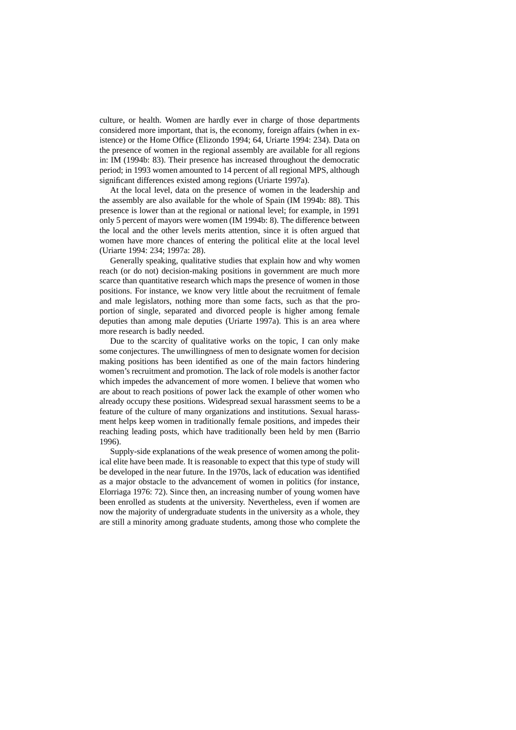culture, or health. Women are hardly ever in charge of those departments considered more important, that is, the economy, foreign affairs (when in existence) or the Home Office (Elizondo 1994; 64, Uriarte 1994: 234). Data on the presence of women in the regional assembly are available for all regions in: IM (1994b: 83). Their presence has increased throughout the democratic period; in 1993 women amounted to 14 percent of all regional MPS, although significant differences existed among regions (Uriarte 1997a).

At the local level, data on the presence of women in the leadership and the assembly are also available for the whole of Spain (IM 1994b: 88). This presence is lower than at the regional or national level; for example, in 1991 only 5 percent of mayors were women (IM 1994b: 8). The difference between the local and the other levels merits attention, since it is often argued that women have more chances of entering the political elite at the local level (Uriarte 1994: 234; 1997a: 28).

Generally speaking, qualitative studies that explain how and why women reach (or do not) decision-making positions in government are much more scarce than quantitative research which maps the presence of women in those positions. For instance, we know very little about the recruitment of female and male legislators, nothing more than some facts, such as that the proportion of single, separated and divorced people is higher among female deputies than among male deputies (Uriarte 1997a). This is an area where more research is badly needed.

Due to the scarcity of qualitative works on the topic, I can only make some conjectures. The unwillingness of men to designate women for decision making positions has been identified as one of the main factors hindering women's recruitment and promotion. The lack of role models is another factor which impedes the advancement of more women. I believe that women who are about to reach positions of power lack the example of other women who already occupy these positions. Widespread sexual harassment seems to be a feature of the culture of many organizations and institutions. Sexual harassment helps keep women in traditionally female positions, and impedes their reaching leading posts, which have traditionally been held by men (Barrio 1996).

Supply-side explanations of the weak presence of women among the political elite have been made. It is reasonable to expect that this type of study will be developed in the near future. In the 1970s, lack of education was identified as a major obstacle to the advancement of women in politics (for instance, Elorriaga 1976: 72). Since then, an increasing number of young women have been enrolled as students at the university. Nevertheless, even if women are now the majority of undergraduate students in the university as a whole, they are still a minority among graduate students, among those who complete the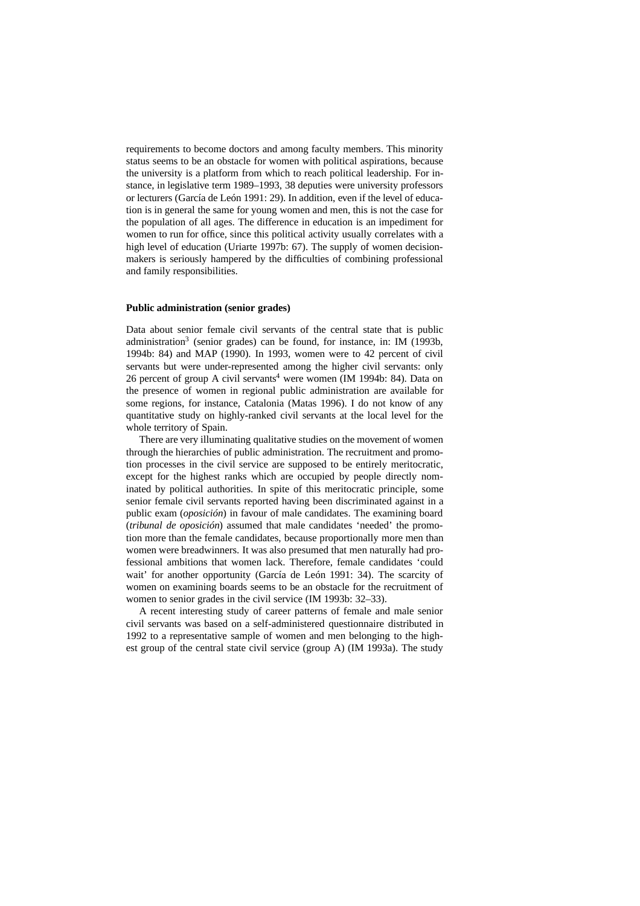requirements to become doctors and among faculty members. This minority status seems to be an obstacle for women with political aspirations, because the university is a platform from which to reach political leadership. For instance, in legislative term 1989–1993, 38 deputies were university professors or lecturers (García de León 1991: 29). In addition, even if the level of education is in general the same for young women and men, this is not the case for the population of all ages. The difference in education is an impediment for women to run for office, since this political activity usually correlates with a high level of education (Uriarte 1997b: 67). The supply of women decision-makers is seriously hampered by the difficulties of combining professional and family responsibilities.

### Public administration (senior grades)

Data about senior female civil servants of the central state that is public administration[3] (senior grades) can be found, for instance, in: IM (1993b, 1994b: 84) and MAP (1990). In 1993, women were to 42 percent of civil servants but were under-represented among the higher civil servants: only 26 percent of group A civil servants[4] were women (IM 1994b: 84). Data on the presence of women in regional public administration are available for some regions, for instance, Catalonia (Matas 1996). I do not know of any quantitative study on highly-ranked civil servants at the local level for the whole territory of Spain.

There are very illuminating qualitative studies on the movement of women through the hierarchies of public administration. The recruitment and promotion processes in the civil service are supposed to be entirely meritocratic, except for the highest ranks which are occupied by people directly nominated by political authorities. In spite of this meritocratic principle, some senior female civil servants reported having been discriminated against in a public exam (*oposición*) in favour of male candidates. The examining board (*tribunal de oposición*) assumed that male candidates 'needed' the promotion more than the female candidates, because proportionally more men than women were breadwinners. It was also presumed that men naturally had professional ambitions that women lack. Therefore, female candidates 'could wait' for another opportunity (García de León 1991: 34). The scarcity of women on examining boards seems to be an obstacle for the recruitment of women to senior grades in the civil service (IM 1993b: 32–33).

A recent interesting study of career patterns of female and male senior civil servants was based on a self-administered questionnaire distributed in 1992 to a representative sample of women and men belonging to the highest group of the central state civil service (group A) (IM 1993a). The study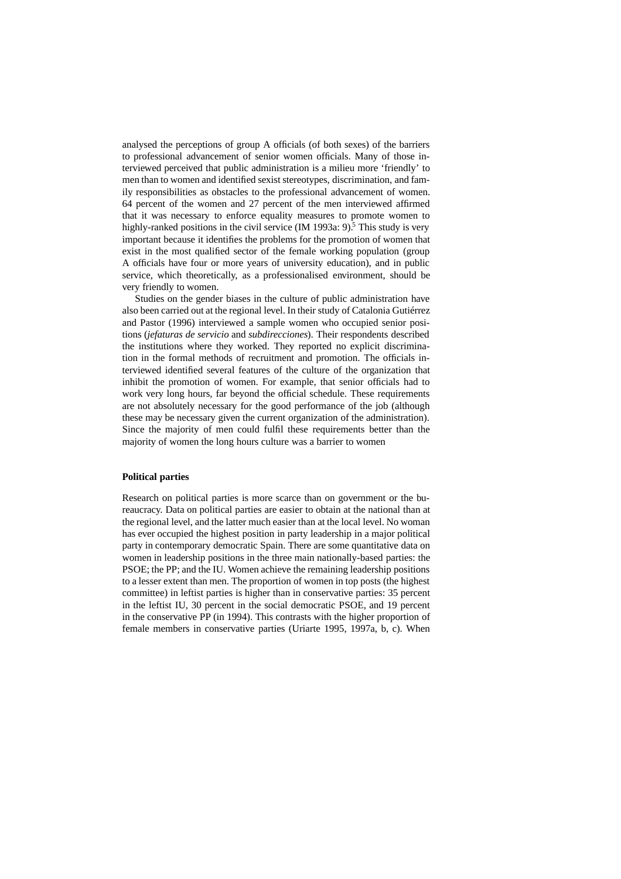analysed the perceptions of group A officials (of both sexes) of the barriers to professional advancement of senior women officials. Many of those interviewed perceived that public administration is a milieu more 'friendly' to men than to women and identified sexist stereotypes, discrimination, and family responsibilities as obstacles to the professional advancement of women. 64 percent of the women and 27 percent of the men interviewed affirmed that it was necessary to enforce equality measures to promote women to highly-ranked positions in the civil service (IM 1993a: 9).[5] This study is very important because it identifies the problems for the promotion of women that exist in the most qualified sector of the female working population (group A officials have four or more years of university education), and in public service, which theoretically, as a professionalised environment, should be very friendly to women.

Studies on the gender biases in the culture of public administration have also been carried out at the regional level. In their study of Catalonia Gutiérrez and Pastor (1996) interviewed a sample women who occupied senior positions (*jefaturas de servicio* and *subdirecciones*). Their respondents described the institutions where they worked. They reported no explicit discrimination in the formal methods of recruitment and promotion. The officials interviewed identified several features of the culture of the organization that inhibit the promotion of women. For example, that senior officials had to work very long hours, far beyond the official schedule. These requirements are not absolutely necessary for the good performance of the job (although these may be necessary given the current organization of the administration). Since the majority of men could fulfil these requirements better than the majority of women the long hours culture was a barrier to women

**Political parties**

Research on political parties is more scarce than on government or the bureaucracy. Data on political parties are easier to obtain at the national than at the regional level, and the latter much easier than at the local level. No woman has ever occupied the highest position in party leadership in a major political party in contemporary democratic Spain. There are some quantitative data on women in leadership positions in the three main nationally-based parties: the PSOE; the PP; and the IU. Women achieve the remaining leadership positions to a lesser extent than men. The proportion of women in top posts (the highest committee) in leftist parties is higher than in conservative parties: 35 percent in the leftist IU, 30 percent in the social democratic PSOE, and 19 percent in the conservative PP (in 1994). This contrasts with the higher proportion of female members in conservative parties (Uriarte 1995, 1997a, b, c). When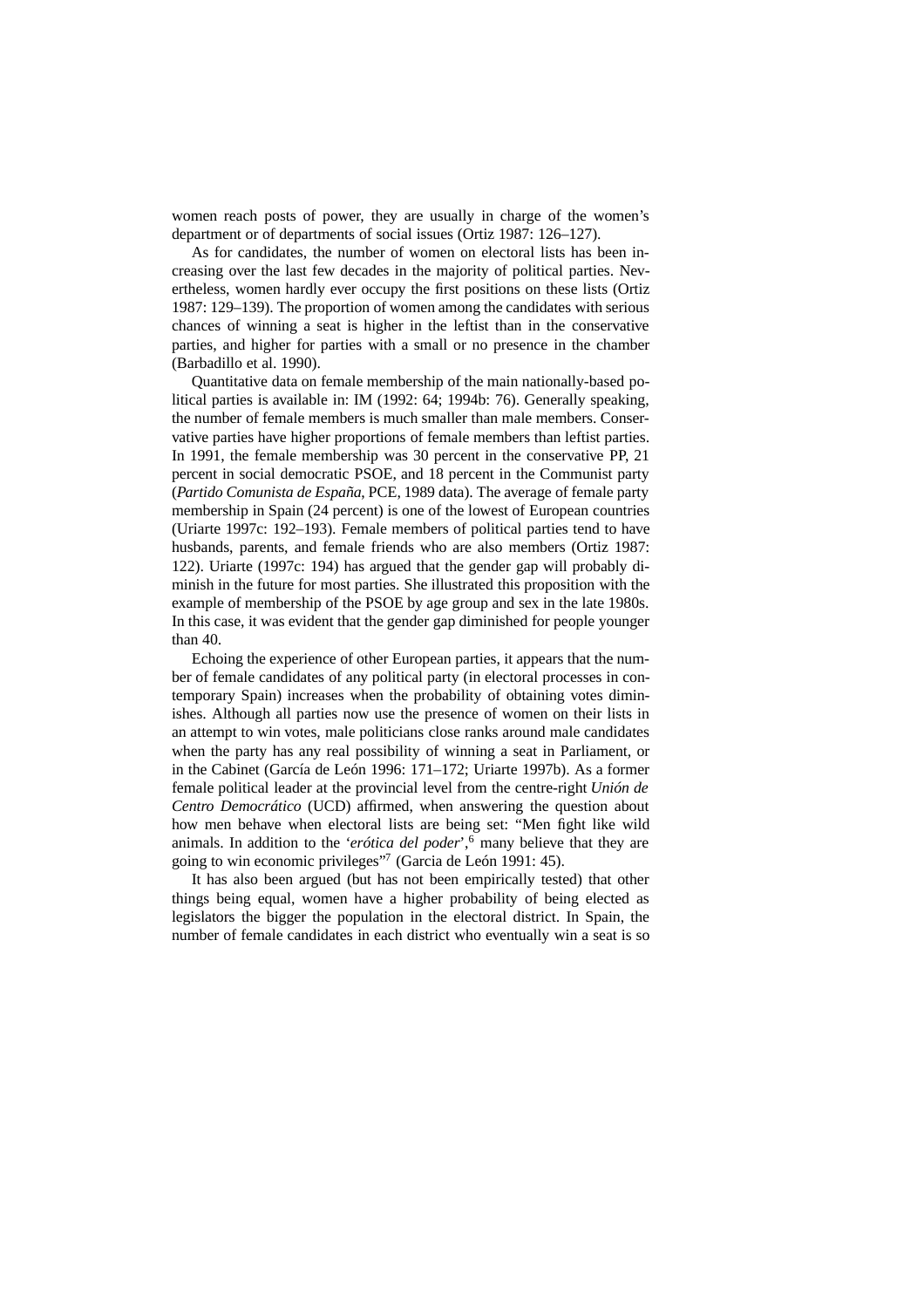women reach posts of power, they are usually in charge of the women's department or of departments of social issues (Ortiz 1987: 126–127).

As for candidates, the number of women on electoral lists has been increasing over the last few decades in the majority of political parties. Nevertheless, women hardly ever occupy the first positions on these lists (Ortiz 1987: 129–139). The proportion of women among the candidates with serious chances of winning a seat is higher in the leftist than in the conservative parties, and higher for parties with a small or no presence in the chamber (Barbadillo et al. 1990).

Quantitative data on female membership of the main nationally-based political parties is available in: IM (1992: 64; 1994b: 76). Generally speaking, the number of female members is much smaller than male members. Conservative parties have higher proportions of female members than leftist parties. In 1991, the female membership was 30 percent in the conservative PP, 21 percent in social democratic PSOE, and 18 percent in the Communist party (*Partido Comunista de España*, PCE, 1989 data). The average of female party membership in Spain (24 percent) is one of the lowest of European countries (Uriarte 1997c: 192–193). Female members of political parties tend to have husbands, parents, and female friends who are also members (Ortiz 1987: 122). Uriarte (1997c: 194) has argued that the gender gap will probably diminish in the future for most parties. She illustrated this proposition with the example of membership of the PSOE by age group and sex in the late 1980s. In this case, it was evident that the gender gap diminished for people younger than 40.

Echoing the experience of other European parties, it appears that the number of female candidates of any political party (in electoral processes in contemporary Spain) increases when the probability of obtaining votes diminishes. Although all parties now use the presence of women on their lists in an attempt to win votes, male politicians close ranks around male candidates when the party has any real possibility of winning a seat in Parliament, or in the Cabinet (García de León 1996: 171–172; Uriarte 1997b). As a former female political leader at the provincial level from the centre-right *Unión de Centro Democrático* (UCD) affirmed, when answering the question about how men behave when electoral lists are being set: "Men fight like wild animals. In addition to the '*erótica del poder*',[6] many believe that they are going to win economic privileges"[7] (Garcia de León 1991: 45).

It has also been argued (but has not been empirically tested) that other things being equal, women have a higher probability of being elected as legislators the bigger the population in the electoral district. In Spain, the number of female candidates in each district who eventually win a seat is so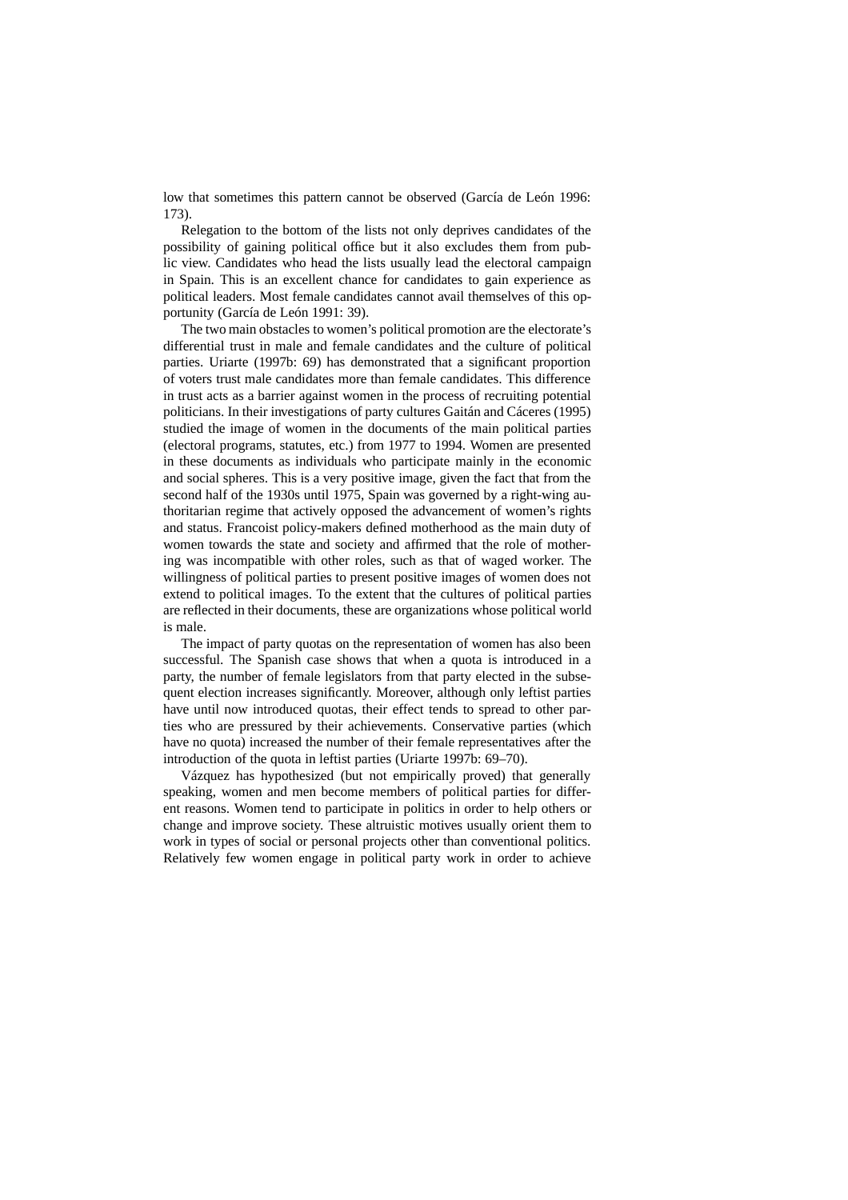low that sometimes this pattern cannot be observed (García de León 1996: 173).

Relegation to the bottom of the lists not only deprives candidates of the possibility of gaining political office but it also excludes them from public view. Candidates who head the lists usually lead the electoral campaign in Spain. This is an excellent chance for candidates to gain experience as political leaders. Most female candidates cannot avail themselves of this opportunity (García de León 1991: 39).

The two main obstacles to women's political promotion are the electorate's differential trust in male and female candidates and the culture of political parties. Uriarte (1997b: 69) has demonstrated that a significant proportion of voters trust male candidates more than female candidates. This difference in trust acts as a barrier against women in the process of recruiting potential politicians. In their investigations of party cultures Gaitán and Cáceres (1995) studied the image of women in the documents of the main political parties (electoral programs, statutes, etc.) from 1977 to 1994. Women are presented in these documents as individuals who participate mainly in the economic and social spheres. This is a very positive image, given the fact that from the second half of the 1930s until 1975, Spain was governed by a right-wing authoritarian regime that actively opposed the advancement of women's rights and status. Francoist policy-makers defined motherhood as the main duty of women towards the state and society and affirmed that the role of mothering was incompatible with other roles, such as that of waged worker. The willingness of political parties to present positive images of women does not extend to political images. To the extent that the cultures of political parties are reflected in their documents, these are organizations whose political world is male.

The impact of party quotas on the representation of women has also been successful. The Spanish case shows that when a quota is introduced in a party, the number of female legislators from that party elected in the subsequent election increases significantly. Moreover, although only leftist parties have until now introduced quotas, their effect tends to spread to other parties who are pressured by their achievements. Conservative parties (which have no quota) increased the number of their female representatives after the introduction of the quota in leftist parties (Uriarte 1997b: 69–70).

Vázquez has hypothesized (but not empirically proved) that generally speaking, women and men become members of political parties for different reasons. Women tend to participate in politics in order to help others or change and improve society. These altruistic motives usually orient them to work in types of social or personal projects other than conventional politics. Relatively few women engage in political party work in order to achieve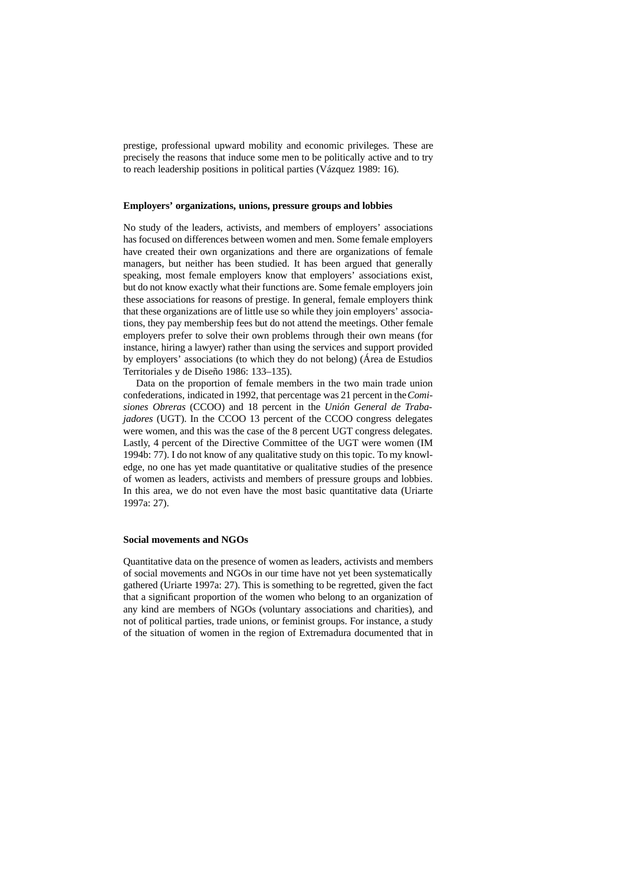prestige, professional upward mobility and economic privileges. These are precisely the reasons that induce some men to be politically active and to try to reach leadership positions in political parties (Vázquez 1989: 16).

### Employers' organizations, unions, pressure groups and lobbies

No study of the leaders, activists, and members of employers' associations has focused on differences between women and men. Some female employers have created their own organizations and there are organizations of female managers, but neither has been studied. It has been argued that generally speaking, most female employers know that employers' associations exist, but do not know exactly what their functions are. Some female employers join these associations for reasons of prestige. In general, female employers think that these organizations are of little use so while they join employers' associations, they pay membership fees but do not attend the meetings. Other female employers prefer to solve their own problems through their own means (for instance, hiring a lawyer) rather than using the services and support provided by employers' associations (to which they do not belong) (Área de Estudios Territoriales y de Diseño 1986: 133–135).

Data on the proportion of female members in the two main trade union confederations, indicated in 1992, that percentage was 21 percent in the *Comisiones Obreras* (CCOO) and 18 percent in the *Unión General de Trabajadores* (UGT). In the CCOO 13 percent of the CCOO congress delegates were women, and this was the case of the 8 percent UGT congress delegates. Lastly, 4 percent of the Directive Committee of the UGT were women (IM 1994b: 77). I do not know of any qualitative study on this topic. To my knowledge, no one has yet made quantitative or qualitative studies of the presence of women as leaders, activists and members of pressure groups and lobbies. In this area, we do not even have the most basic quantitative data (Uriarte 1997a: 27).

### Social movements and NGOs

Quantitative data on the presence of women as leaders, activists and members of social movements and NGOs in our time have not yet been systematically gathered (Uriarte 1997a: 27). This is something to be regretted, given the fact that a significant proportion of the women who belong to an organization of any kind are members of NGOs (voluntary associations and charities), and not of political parties, trade unions, or feminist groups. For instance, a study of the situation of women in the region of Extremadura documented that in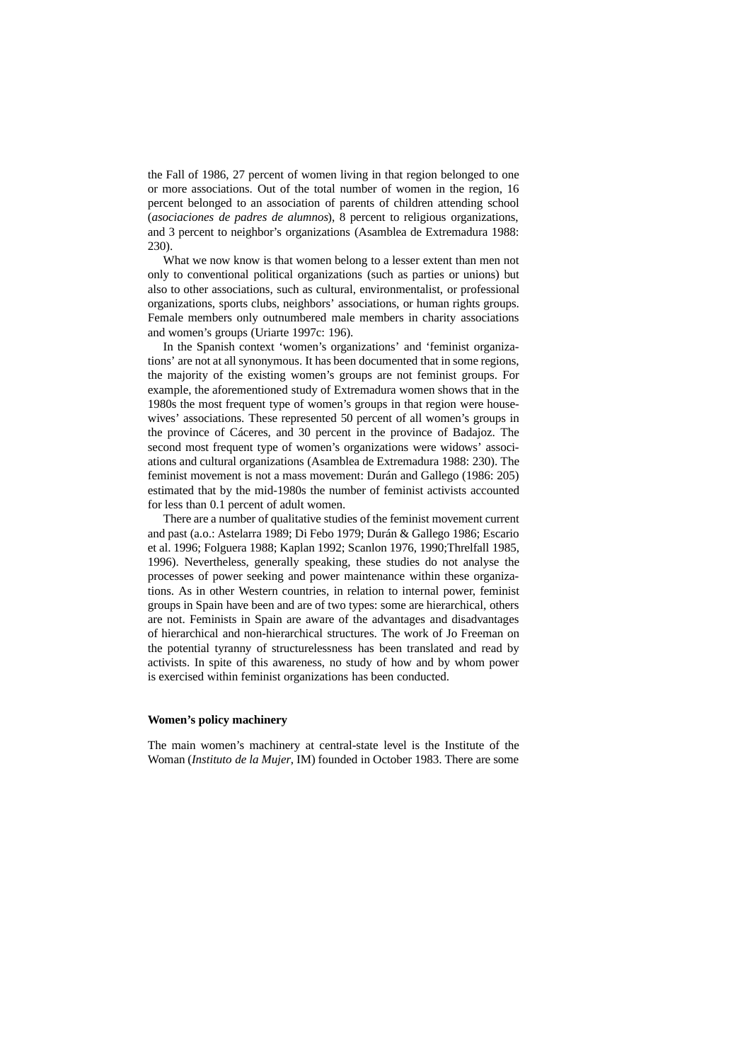the Fall of 1986, 27 percent of women living in that region belonged to one or more associations. Out of the total number of women in the region, 16 percent belonged to an association of parents of children attending school (*asociaciones de padres de alumnos*), 8 percent to religious organizations, and 3 percent to neighbor's organizations (Asamblea de Extremadura 1988: 230).

What we now know is that women belong to a lesser extent than men not only to conventional political organizations (such as parties or unions) but also to other associations, such as cultural, environmentalist, or professional organizations, sports clubs, neighbors' associations, or human rights groups. Female members only outnumbered male members in charity associations and women's groups (Uriarte 1997c: 196).

In the Spanish context 'women's organizations' and 'feminist organizations' are not at all synonymous. It has been documented that in some regions, the majority of the existing women's groups are not feminist groups. For example, the aforementioned study of Extremadura women shows that in the 1980s the most frequent type of women's groups in that region were housewives' associations. These represented 50 percent of all women's groups in the province of Cáceres, and 30 percent in the province of Badajoz. The second most frequent type of women's organizations were widows' associations and cultural organizations (Asamblea de Extremadura 1988: 230). The feminist movement is not a mass movement: Durán and Gallego (1986: 205) estimated that by the mid-1980s the number of feminist activists accounted for less than 0.1 percent of adult women.

There are a number of qualitative studies of the feminist movement current and past (a.o.: Astelarra 1989; Di Febo 1979; Durán & Gallego 1986; Escario et al. 1996; Folguera 1988; Kaplan 1992; Scanlon 1976, 1990;Threlfall 1985, 1996). Nevertheless, generally speaking, these studies do not analyse the processes of power seeking and power maintenance within these organizations. As in other Western countries, in relation to internal power, feminist groups in Spain have been and are of two types: some are hierarchical, others are not. Feminists in Spain are aware of the advantages and disadvantages of hierarchical and non-hierarchical structures. The work of Jo Freeman on the potential tyranny of structurelessness has been translated and read by activists. In spite of this awareness, no study of how and by whom power is exercised within feminist organizations has been conducted.

## Women's policy machinery

The main women's machinery at central-state level is the Institute of the Woman (*Instituto de la Mujer*, IM) founded in October 1983. There are some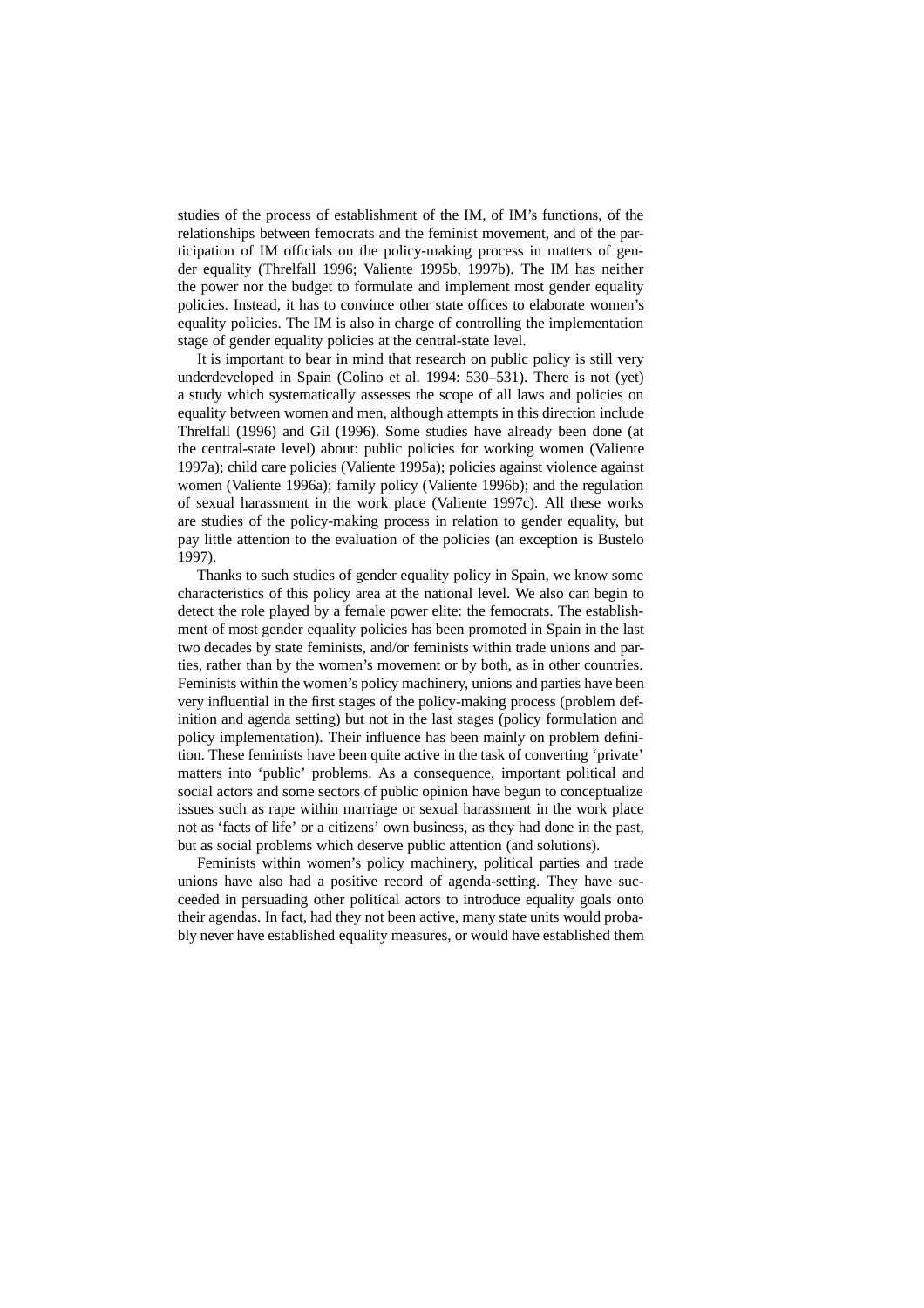studies of the process of establishment of the IM, of IM's functions, of the relationships between femocrats and the feminist movement, and of the participation of IM officials on the policy-making process in matters of gender equality (Threlfall 1996; Valiente 1995b, 1997b). The IM has neither the power nor the budget to formulate and implement most gender equality policies. Instead, it has to convince other state offices to elaborate women's equality policies. The IM is also in charge of controlling the implementation stage of gender equality policies at the central-state level.

It is important to bear in mind that research on public policy is still very underdeveloped in Spain (Colino et al. 1994: 530–531). There is not (yet) a study which systematically assesses the scope of all laws and policies on equality between women and men, although attempts in this direction include Threlfall (1996) and Gil (1996). Some studies have already been done (at the central-state level) about: public policies for working women (Valiente 1997a); child care policies (Valiente 1995a); policies against violence against women (Valiente 1996a); family policy (Valiente 1996b); and the regulation of sexual harassment in the work place (Valiente 1997c). All these works are studies of the policy-making process in relation to gender equality, but pay little attention to the evaluation of the policies (an exception is Bustelo 1997).

Thanks to such studies of gender equality policy in Spain, we know some characteristics of this policy area at the national level. We also can begin to detect the role played by a female power elite: the femocrats. The establishment of most gender equality policies has been promoted in Spain in the last two decades by state feminists, and/or feminists within trade unions and parties, rather than by the women's movement or by both, as in other countries. Feminists within the women's policy machinery, unions and parties have been very influential in the first stages of the policy-making process (problem definition and agenda setting) but not in the last stages (policy formulation and policy implementation). Their influence has been mainly on problem definition. These feminists have been quite active in the task of converting 'private' matters into 'public' problems. As a consequence, important political and social actors and some sectors of public opinion have begun to conceptualize issues such as rape within marriage or sexual harassment in the work place not as 'facts of life' or a citizens' own business, as they had done in the past, but as social problems which deserve public attention (and solutions).

Feminists within women's policy machinery, political parties and trade unions have also had a positive record of agenda-setting. They have succeeded in persuading other political actors to introduce equality goals onto their agendas. In fact, had they not been active, many state units would probably never have established equality measures, or would have established them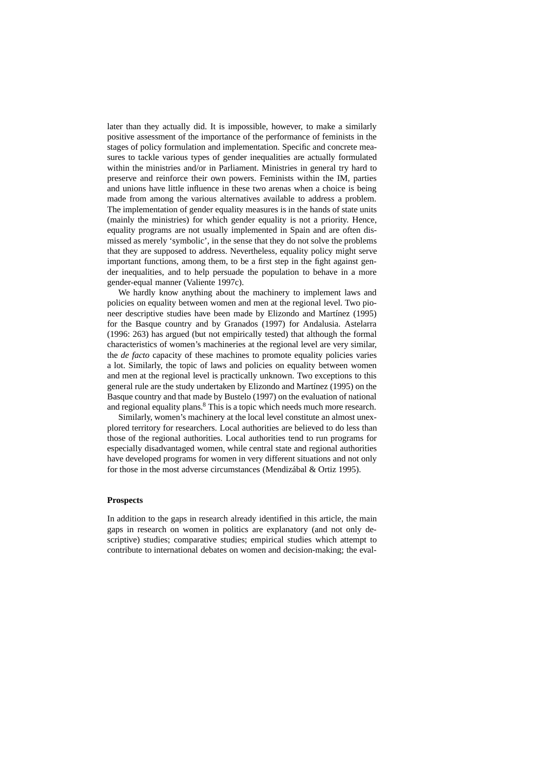later than they actually did. It is impossible, however, to make a similarly positive assessment of the importance of the performance of feminists in the stages of policy formulation and implementation. Specific and concrete measures to tackle various types of gender inequalities are actually formulated within the ministries and/or in Parliament. Ministries in general try hard to preserve and reinforce their own powers. Feminists within the IM, parties and unions have little influence in these two arenas when a choice is being made from among the various alternatives available to address a problem. The implementation of gender equality measures is in the hands of state units (mainly the ministries) for which gender equality is not a priority. Hence, equality programs are not usually implemented in Spain and are often dismissed as merely 'symbolic', in the sense that they do not solve the problems that they are supposed to address. Nevertheless, equality policy might serve important functions, among them, to be a first step in the fight against gender inequalities, and to help persuade the population to behave in a more gender-equal manner (Valiente 1997c).

We hardly know anything about the machinery to implement laws and policies on equality between women and men at the regional level. Two pioneer descriptive studies have been made by Elizondo and Martínez (1995) for the Basque country and by Granados (1997) for Andalusia. Astelarra (1996: 263) has argued (but not empirically tested) that although the formal characteristics of women's machineries at the regional level are very similar, the *de facto* capacity of these machines to promote equality policies varies a lot. Similarly, the topic of laws and policies on equality between women and men at the regional level is practically unknown. Two exceptions to this general rule are the study undertaken by Elizondo and Martínez (1995) on the Basque country and that made by Bustelo (1997) on the evaluation of national and regional equality plans.[8] This is a topic which needs much more research.

Similarly, women's machinery at the local level constitute an almost unexplored territory for researchers. Local authorities are believed to do less than those of the regional authorities. Local authorities tend to run programs for especially disadvantaged women, while central state and regional authorities have developed programs for women in very different situations and not only for those in the most adverse circumstances (Mendizábal & Ortiz 1995).

## Prospects

In addition to the gaps in research already identified in this article, the main gaps in research on women in politics are explanatory (and not only descriptive) studies; comparative studies; empirical studies which attempt to contribute to international debates on women and decision-making; the eval-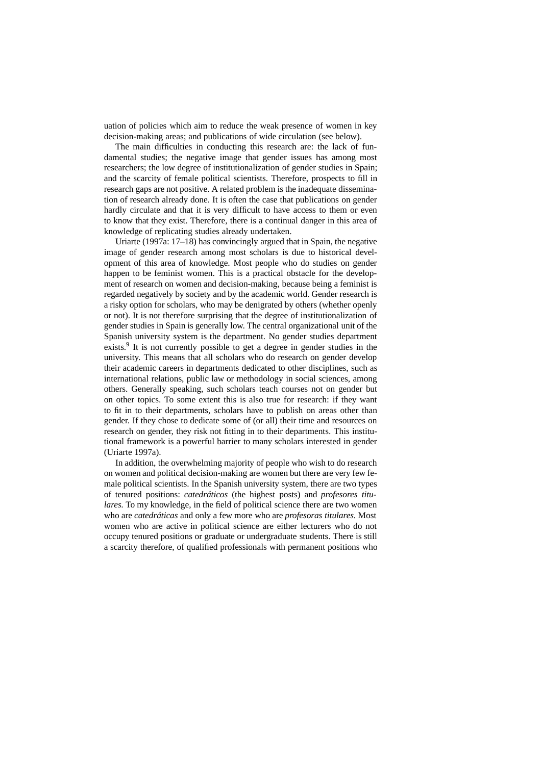uation of policies which aim to reduce the weak presence of women in key decision-making areas; and publications of wide circulation (see below).

The main difficulties in conducting this research are: the lack of fundamental studies; the negative image that gender issues has among most researchers; the low degree of institutionalization of gender studies in Spain; and the scarcity of female political scientists. Therefore, prospects to fill in research gaps are not positive. A related problem is the inadequate dissemination of research already done. It is often the case that publications on gender hardly circulate and that it is very difficult to have access to them or even to know that they exist. Therefore, there is a continual danger in this area of knowledge of replicating studies already undertaken.

Uriarte (1997a: 17–18) has convincingly argued that in Spain, the negative image of gender research among most scholars is due to historical development of this area of knowledge. Most people who do studies on gender happen to be feminist women. This is a practical obstacle for the development of research on women and decision-making, because being a feminist is regarded negatively by society and by the academic world. Gender research is a risky option for scholars, who may be denigrated by others (whether openly or not). It is not therefore surprising that the degree of institutionalization of gender studies in Spain is generally low. The central organizational unit of the Spanish university system is the department. No gender studies department exists.[9] It is not currently possible to get a degree in gender studies in the university. This means that all scholars who do research on gender develop their academic careers in departments dedicated to other disciplines, such as international relations, public law or methodology in social sciences, among others. Generally speaking, such scholars teach courses not on gender but on other topics. To some extent this is also true for research: if they want to fit in to their departments, scholars have to publish on areas other than gender. If they chose to dedicate some of (or all) their time and resources on research on gender, they risk not fitting in to their departments. This institutional framework is a powerful barrier to many scholars interested in gender (Uriarte 1997a).

In addition, the overwhelming majority of people who wish to do research on women and political decision-making are women but there are very few female political scientists. In the Spanish university system, there are two types of tenured positions: *catedráticos* (the highest posts) and *profesores titulares.* To my knowledge, in the field of political science there are two women who are *catedráticas* and only a few more who are *profesoras titulares.* Most women who are active in political science are either lecturers who do not occupy tenured positions or graduate or undergraduate students. There is still a scarcity therefore, of qualified professionals with permanent positions who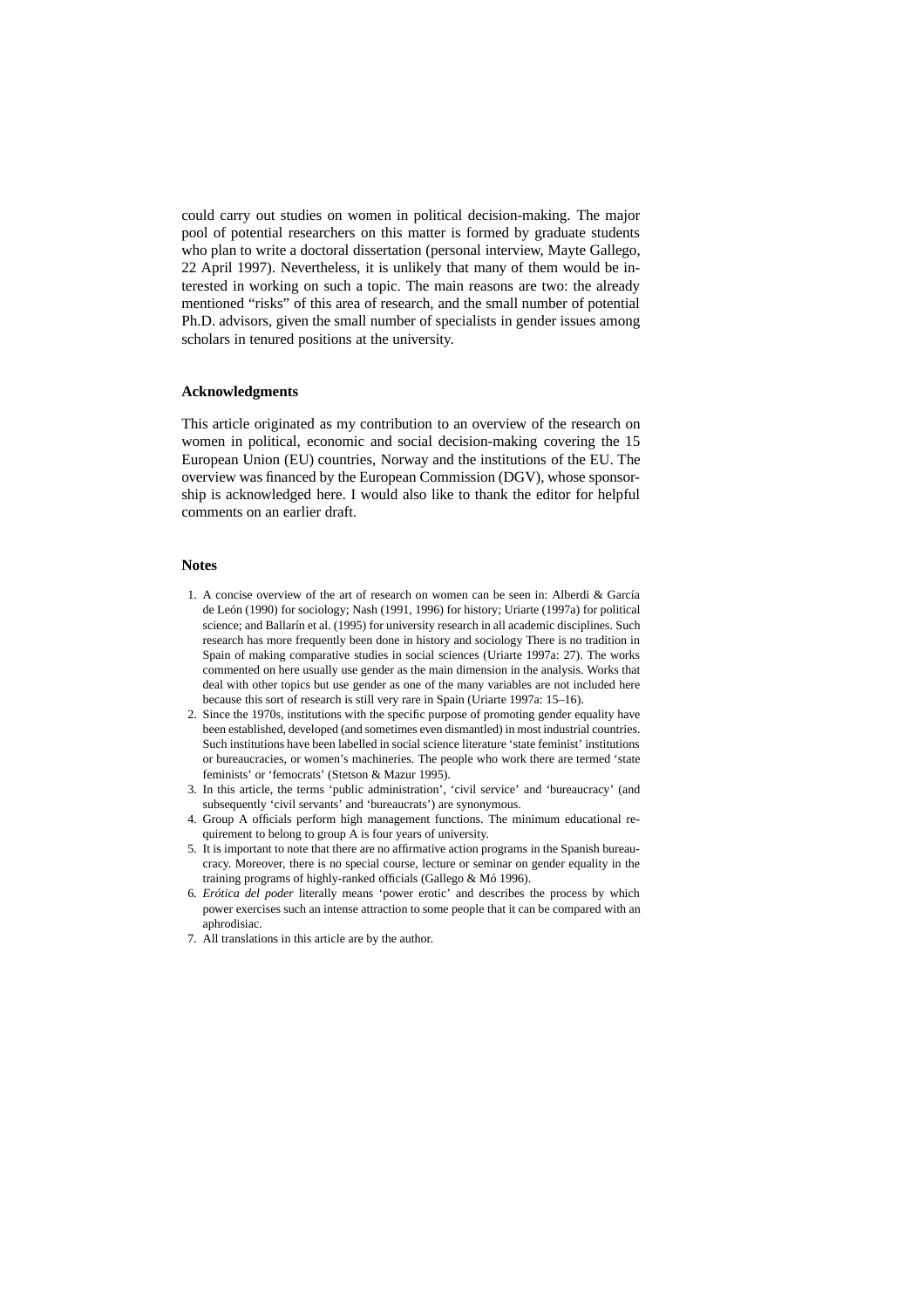could carry out studies on women in political decision-making. The major pool of potential researchers on this matter is formed by graduate students who plan to write a doctoral dissertation (personal interview, Mayte Gallego, 22 April 1997). Nevertheless, it is unlikely that many of them would be interested in working on such a topic. The main reasons are two: the already mentioned "risks" of this area of research, and the small number of potential Ph.D. advisors, given the small number of specialists in gender issues among scholars in tenured positions at the university.

### Acknowledgments

This article originated as my contribution to an overview of the research on women in political, economic and social decision-making covering the 15 European Union (EU) countries, Norway and the institutions of the EU. The overview was financed by the European Commission (DGV), whose sponsorship is acknowledged here. I would also like to thank the editor for helpful comments on an earlier draft.

### Notes

1. A concise overview of the art of research on women can be seen in: Alberdi & García de León (1990) for sociology; Nash (1991, 1996) for history; Uriarte (1997a) for political science; and Ballarín et al. (1995) for university research in all academic disciplines. Such research has more frequently been done in history and sociology There is no tradition in Spain of making comparative studies in social sciences (Uriarte 1997a: 27). The works commented on here usually use gender as the main dimension in the analysis. Works that deal with other topics but use gender as one of the many variables are not included here because this sort of research is still very rare in Spain (Uriarte 1997a: 15–16).
2. Since the 1970s, institutions with the specific purpose of promoting gender equality have been established, developed (and sometimes even dismantled) in most industrial countries. Such institutions have been labelled in social science literature 'state feminist' institutions or bureaucracies, or women's machineries. The people who work there are termed 'state feminists' or 'femocrats' (Stetson & Mazur 1995).
3. In this article, the terms 'public administration', 'civil service' and 'bureaucracy' (and subsequently 'civil servants' and 'bureaucrats') are synonymous.
4. Group A officials perform high management functions. The minimum educational requirement to belong to group A is four years of university.
5. It is important to note that there are no affirmative action programs in the Spanish bureaucracy. Moreover, there is no special course, lecture or seminar on gender equality in the training programs of highly-ranked officials (Gallego & Mó 1996).
6. *Erótica del poder* literally means 'power erotic' and describes the process by which power exercises such an intense attraction to some people that it can be compared with an aphrodisiac.
7. All translations in this article are by the author.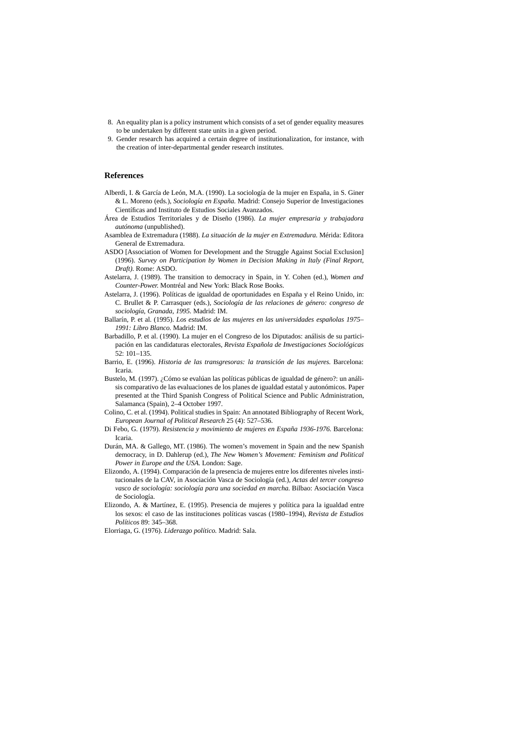8. An equality plan is a policy instrument which consists of a set of gender equality measures to be undertaken by different state units in a given period.
9. Gender research has acquired a certain degree of institutionalization, for instance, with the creation of inter-departmental gender research institutes.

## References

Alberdi, I. & García de León, M.A. (1990). La sociología de la mujer en España, in S. Giner & L. Moreno (eds.), *Sociología en España.* Madrid: Consejo Superior de Investigaciones Científicas and Instituto de Estudios Sociales Avanzados.

Área de Estudios Territoriales y de Diseño (1986). *La mujer empresaria y trabajadora autónoma* (unpublished).

Asamblea de Extremadura (1988). *La situación de la mujer en Extremadura.* Mérida: Editora General de Extremadura.

ASDO [Association of Women for Development and the Struggle Against Social Exclusion] (1996). *Survey on Participation by Women in Decision Making in Italy (Final Report, Draft).* Rome: ASDO.

Astelarra, J. (1989). The transition to democracy in Spain, in Y. Cohen (ed.), *Women and Counter-Power.* Montréal and New York: Black Rose Books.

Astelarra, J. (1996). Políticas de igualdad de oportunidades en España y el Reino Unido, in: C. Brullet & P. Carrasquer (eds.), *Sociología de las relaciones de género: congreso de sociología, Granada, 1995.* Madrid: IM.

Ballarín, P. et al. (1995). *Los estudios de las mujeres en las universidades españolas 1975–1991: Libro Blanco.* Madrid: IM.

Barbadillo, P. et al. (1990). La mujer en el Congreso de los Diputados: análisis de su participación en las candidaturas electorales, *Revista Española de Investigaciones Sociológicas* 52: 101–135.

Barrio, E. (1996). *Historia de las transgresoras: la transición de las mujeres.* Barcelona: Icaria.

Bustelo, M. (1997). ¿Cómo se evalúan las políticas públicas de igualdad de género?: un análisis comparativo de las evaluaciones de los planes de igualdad estatal y autonómicos. Paper presented at the Third Spanish Congress of Political Science and Public Administration, Salamanca (Spain), 2–4 October 1997.

Colino, C. et al. (1994). Political studies in Spain: An annotated Bibliography of Recent Work, *European Journal of Political Research* 25 (4): 527–536.

Di Febo, G. (1979). *Resistencia y movimiento de mujeres en España 1936-1976.* Barcelona: Icaria.

Durán, MA. & Gallego, MT. (1986). The women's movement in Spain and the new Spanish democracy, in D. Dahlerup (ed.), *The New Women's Movement: Feminism and Political Power in Europe and the USA.* London: Sage.

Elizondo, A. (1994). Comparación de la presencia de mujeres entre los diferentes niveles institucionales de la CAV, in Asociación Vasca de Sociología (ed.), *Actas del tercer congreso vasco de sociología: sociología para una sociedad en marcha.* Bilbao: Asociación Vasca de Sociología.

Elizondo, A. & Martínez, E. (1995). Presencia de mujeres y política para la igualdad entre los sexos: el caso de las instituciones políticas vascas (1980–1994), *Revista de Estudios Políticos* 89: 345–368.

Elorriaga, G. (1976). *Liderazgo político.* Madrid: Sala.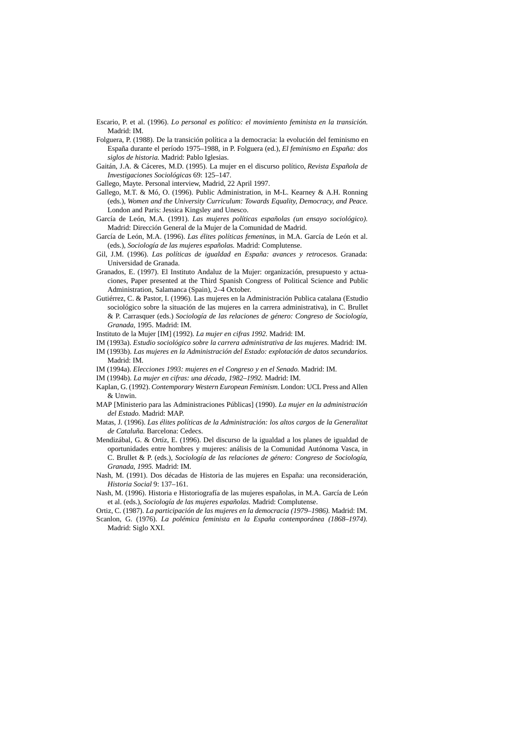Escario, P. et al. (1996). *Lo personal es político: el movimiento feminista en la transición.* Madrid: IM.

Folguera, P. (1988). De la transición política a la democracia: la evolución del feminismo en España durante el período 1975–1988, in P. Folguera (ed.), *El feminismo en España: dos siglos de historia.* Madrid: Pablo Iglesias.

Gaitán, J.A. & Cáceres, M.D. (1995). La mujer en el discurso político, *Revista Española de Investigaciones Sociológicas* 69: 125–147.

Gallego, Mayte. Personal interview, Madrid, 22 April 1997.

Gallego, M.T. & Mó, O. (1996). Public Administration, in M-L. Kearney & A.H. Ronning (eds.), *Women and the University Curriculum: Towards Equality, Democracy, and Peace.* London and Paris: Jessica Kingsley and Unesco.

García de León, M.A. (1991). *Las mujeres políticas españolas (un ensayo sociológico).* Madrid: Dirección General de la Mujer de la Comunidad de Madrid.

García de León, M.A. (1996). *Las élites políticas femeninas,* in M.A. García de León et al. (eds.), *Sociología de las mujeres españolas.* Madrid: Complutense.

Gil, J.M. (1996). *Las políticas de igualdad en España: avances y retrocesos.* Granada: Universidad de Granada.

Granados, E. (1997). El Instituto Andaluz de la Mujer: organización, presupuesto y actuaciones, Paper presented at the Third Spanish Congress of Political Science and Public Administration, Salamanca (Spain), 2–4 October.

Gutiérrez, C. & Pastor, I. (1996). Las mujeres en la Administración Publica catalana (Estudio sociológico sobre la situación de las mujeres en la carrera administrativa), in C. Brullet & P. Carrasquer (eds.) *Sociología de las relaciones de género: Congreso de Sociología, Granada,* 1995. Madrid: IM.

Instituto de la Mujer [IM] (1992). *La mujer en cifras 1992.* Madrid: IM.

IM (1993a). *Estudio sociológico sobre la carrera administrativa de las mujeres.* Madrid: IM.

IM (1993b). *Las mujeres en la Administración del Estado: explotación de datos secundarios.* Madrid: IM.

IM (1994a). *Elecciones 1993: mujeres en el Congreso y en el Senado.* Madrid: IM.

IM (1994b). *La mujer en cifras: una década, 1982–1992.* Madrid: IM.

Kaplan, G. (1992). *Contemporary Western European Feminism.* London: UCL Press and Allen & Unwin.

MAP [Ministerio para las Administraciones Públicas] (1990). *La mujer en la administración del Estado.* Madrid: MAP.

Matas, J. (1996). *Las élites políticas de la Administración: los altos cargos de la Generalitat de Cataluña.* Barcelona: Cedecs.

Mendizábal, G. & Ortíz, E. (1996). Del discurso de la igualdad a los planes de igualdad de oportunidades entre hombres y mujeres: análisis de la Comunidad Autónoma Vasca, in C. Brullet & P. (eds.), *Sociología de las relaciones de género: Congreso de Sociología, Granada, 1995.* Madrid: IM.

Nash, M. (1991). Dos décadas de Historia de las mujeres en España: una reconsideración, *Historia Social* 9: 137–161.

Nash, M. (1996). Historia e Historiografía de las mujeres españolas, in M.A. García de León et al. (eds.), *Sociología de las mujeres españolas.* Madrid: Complutense.

Ortiz, C. (1987). *La participación de las mujeres en la democracia (1979–1986).* Madrid: IM.

Scanlon, G. (1976). *La polémica feminista en la España contemporánea (1868–1974).* Madrid: Siglo XXI.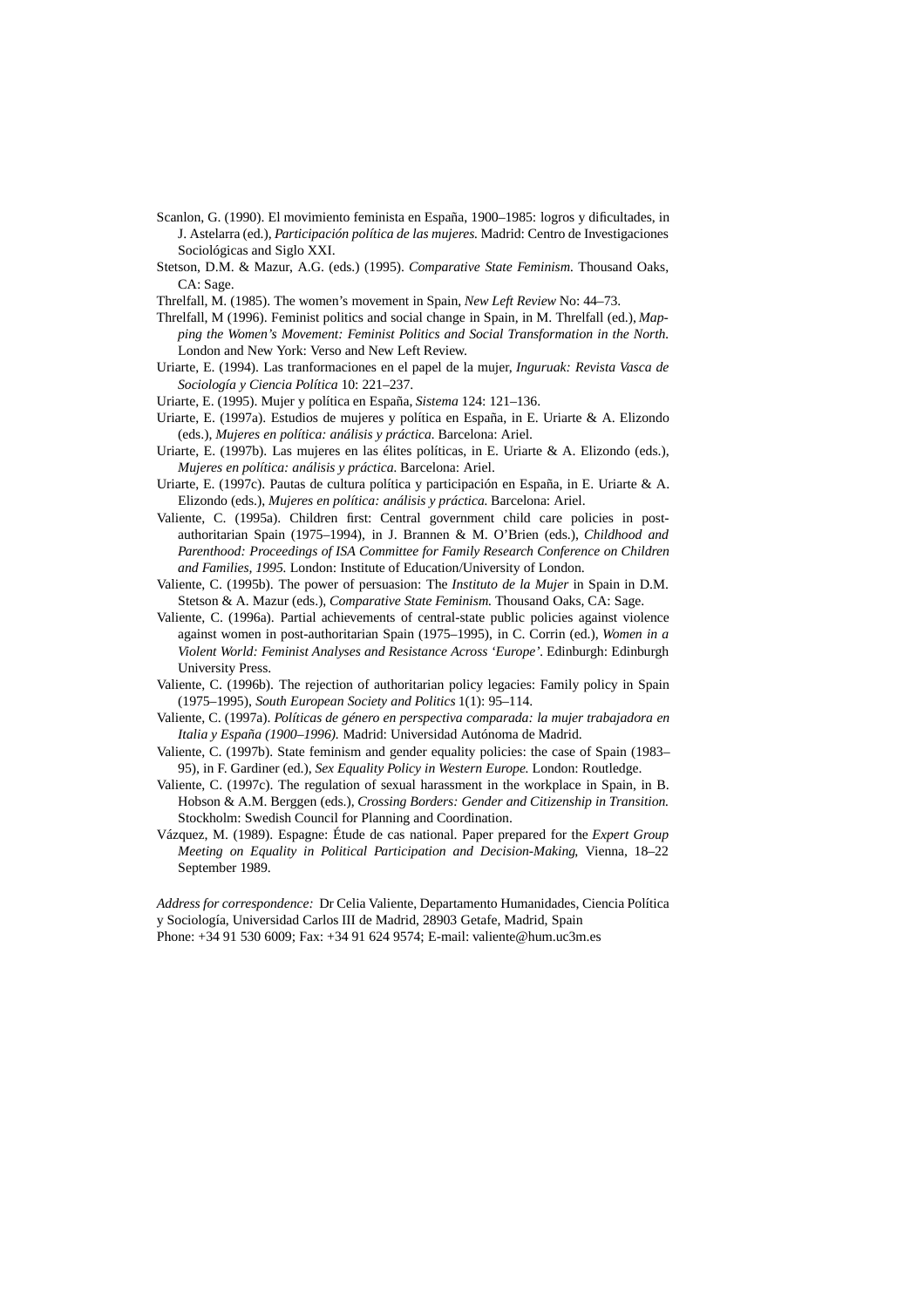Scanlon, G. (1990). El movimiento feminista en España, 1900–1985: logros y dificultades, in J. Astelarra (ed.), *Participación política de las mujeres.* Madrid: Centro de Investigaciones Sociológicas and Siglo XXI.

Stetson, D.M. & Mazur, A.G. (eds.) (1995). *Comparative State Feminism.* Thousand Oaks, CA: Sage.

Threlfall, M. (1985). The women's movement in Spain, *New Left Review* No: 44–73.

Threlfall, M (1996). Feminist politics and social change in Spain, in M. Threlfall (ed.), *Mapping the Women's Movement: Feminist Politics and Social Transformation in the North.* London and New York: Verso and New Left Review.

Uriarte, E. (1994). Las tranformaciones en el papel de la mujer, *Inguruak: Revista Vasca de Sociología y Ciencia Política* 10: 221–237.

Uriarte, E. (1995). Mujer y política en España, *Sistema* 124: 121–136.

Uriarte, E. (1997a). Estudios de mujeres y política en España, in E. Uriarte & A. Elizondo (eds.), *Mujeres en política: análisis y práctica.* Barcelona: Ariel.

Uriarte, E. (1997b). Las mujeres en las élites políticas, in E. Uriarte & A. Elizondo (eds.), *Mujeres en política: análisis y práctica.* Barcelona: Ariel.

Uriarte, E. (1997c). Pautas de cultura política y participación en España, in E. Uriarte & A. Elizondo (eds.), *Mujeres en política: análisis y práctica.* Barcelona: Ariel.

Valiente, C. (1995a). Children first: Central government child care policies in post-authoritarian Spain (1975–1994), in J. Brannen & M. O'Brien (eds.), *Childhood and Parenthood: Proceedings of ISA Committee for Family Research Conference on Children and Families, 1995.* London: Institute of Education/University of London.

Valiente, C. (1995b). The power of persuasion: The *Instituto de la Mujer* in Spain in D.M. Stetson & A. Mazur (eds.), *Comparative State Feminism.* Thousand Oaks, CA: Sage.

Valiente, C. (1996a). Partial achievements of central-state public policies against violence against women in post-authoritarian Spain (1975–1995), in C. Corrin (ed.), *Women in a Violent World: Feminist Analyses and Resistance Across 'Europe'.* Edinburgh: Edinburgh University Press.

Valiente, C. (1996b). The rejection of authoritarian policy legacies: Family policy in Spain (1975–1995), *South European Society and Politics* 1(1): 95–114.

Valiente, C. (1997a). *Políticas de género en perspectiva comparada: la mujer trabajadora en Italia y España (1900–1996).* Madrid: Universidad Autónoma de Madrid.

Valiente, C. (1997b). State feminism and gender equality policies: the case of Spain (1983–95), in F. Gardiner (ed.), *Sex Equality Policy in Western Europe.* London: Routledge.

Valiente, C. (1997c). The regulation of sexual harassment in the workplace in Spain, in B. Hobson & A.M. Berggen (eds.), *Crossing Borders: Gender and Citizenship in Transition.* Stockholm: Swedish Council for Planning and Coordination.

Vázquez, M. (1989). Espagne: Étude de cas national. Paper prepared for the *Expert Group Meeting on Equality in Political Participation and Decision-Making*, Vienna, 18–22 September 1989.

*Address for correspondence:* Dr Celia Valiente, Departamento Humanidades, Ciencia Política y Sociología, Universidad Carlos III de Madrid, 28903 Getafe, Madrid, Spain
Phone: +34 91 530 6009; Fax: +34 91 624 9574; E-mail: valiente@hum.uc3m.es